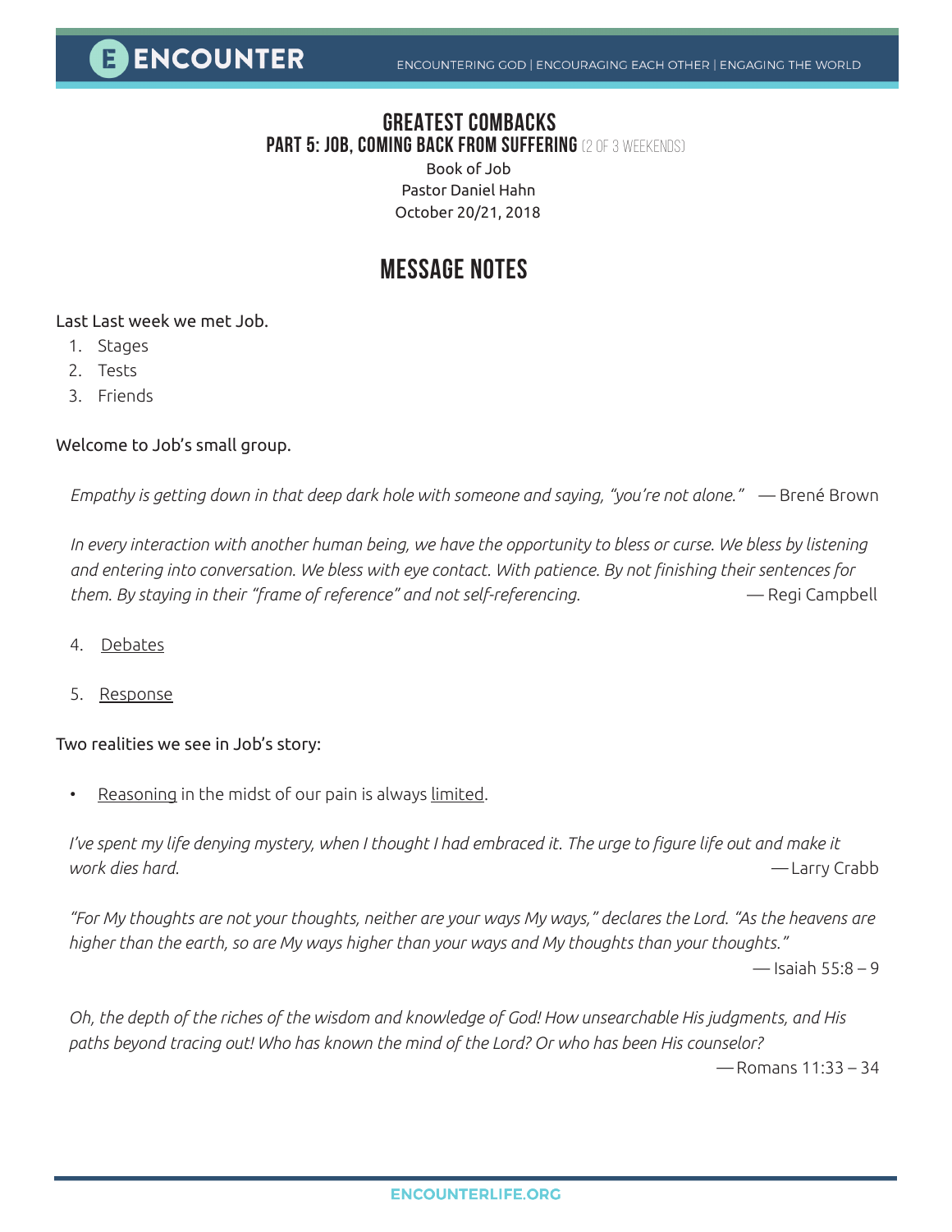# GREATEST COMBACKS

## PART 5: JOB, COMING BACK FROM SUFFERING (2 OF 3 WEEKENDS)

Book of Job
Pastor Daniel Hahn
October 20/21, 2018

## MESSAGE NOTES

Last Last week we met Job.

1. Stages
2. Tests
3. Friends

Welcome to Job's small group.

*Empathy is getting down in that deep dark hole with someone and saying, "you're not alone."* — Brené Brown

*In every interaction with another human being, we have the opportunity to bless or curse. We bless by listening and entering into conversation. We bless with eye contact. With patience. By not finishing their sentences for them. By staying in their "frame of reference" and not self-referencing.* — Regi Campbell

4. Debates

5. Response

Two realities we see in Job's story:

- Reasoning in the midst of our pain is always limited.

*I've spent my life denying mystery, when I thought I had embraced it. The urge to figure life out and make it work dies hard.* — Larry Crabb

*"For My thoughts are not your thoughts, neither are your ways My ways," declares the Lord. "As the heavens are higher than the earth, so are My ways higher than your ways and My thoughts than your thoughts."*
— Isaiah 55:8 – 9

*Oh, the depth of the riches of the wisdom and knowledge of God! How unsearchable His judgments, and His paths beyond tracing out! Who has known the mind of the Lord? Or who has been His counselor?*
— Romans 11:33 – 34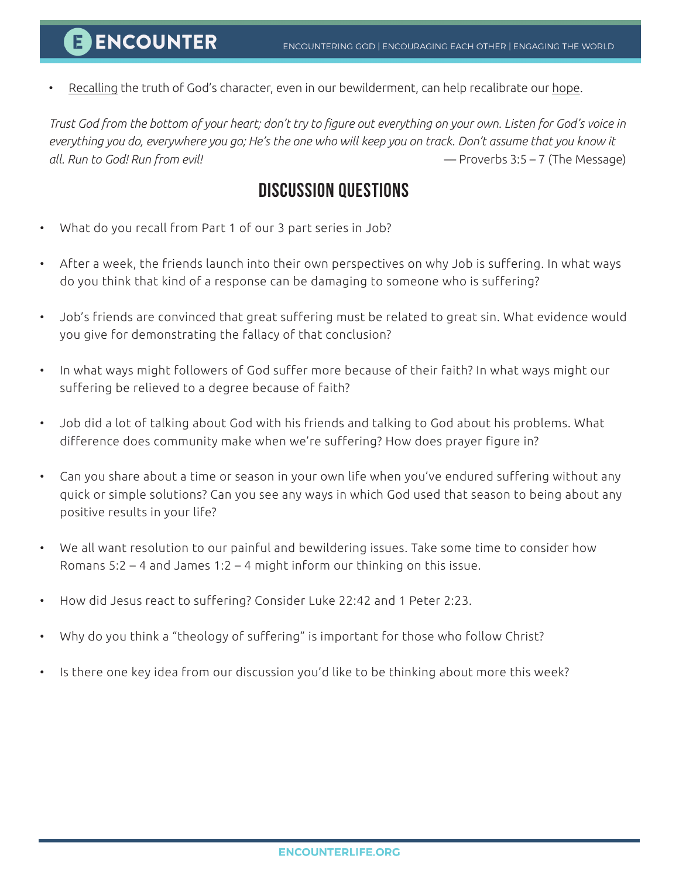- <u>Recalling</u> the truth of God's character, even in our bewilderment, can help recalibrate our <u>hope</u>.

*Trust God from the bottom of your heart; don't try to figure out everything on your own. Listen for God's voice in everything you do, everywhere you go; He's the one who will keep you on track. Don't assume that you know it all. Run to God! Run from evil!* — Proverbs 3:5 – 7 (The Message)

## DISCUSSION QUESTIONS

- What do you recall from Part 1 of our 3 part series in Job?
- After a week, the friends launch into their own perspectives on why Job is suffering. In what ways do you think that kind of a response can be damaging to someone who is suffering?
- Job's friends are convinced that great suffering must be related to great sin. What evidence would you give for demonstrating the fallacy of that conclusion?
- In what ways might followers of God suffer more because of their faith? In what ways might our suffering be relieved to a degree because of faith?
- Job did a lot of talking about God with his friends and talking to God about his problems. What difference does community make when we're suffering? How does prayer figure in?
- Can you share about a time or season in your own life when you've endured suffering without any quick or simple solutions? Can you see any ways in which God used that season to being about any positive results in your life?
- We all want resolution to our painful and bewildering issues. Take some time to consider how Romans 5:2 – 4 and James 1:2 – 4 might inform our thinking on this issue.
- How did Jesus react to suffering? Consider Luke 22:42 and 1 Peter 2:23.
- Why do you think a "theology of suffering" is important for those who follow Christ?
- Is there one key idea from our discussion you'd like to be thinking about more this week?